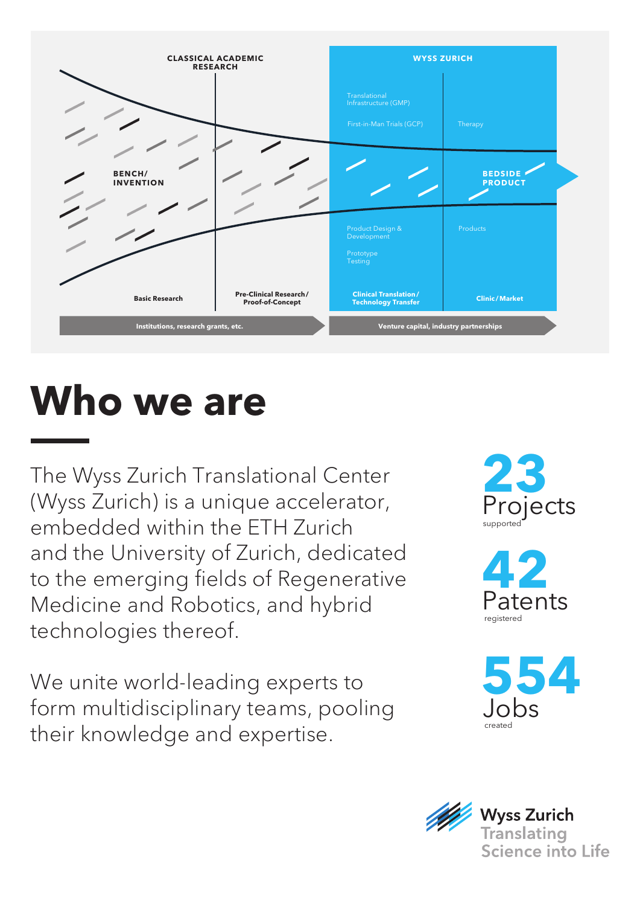CLASSICAL ACADEMIC RESEARCH

WYSS ZURICH

Translational Infrastructure (GMP)

First-in-Man Trials (GCP)

Therapy

BENCH/ INVENTION

BEDSIDE PRODUCT

Product Design & Development

Prototype Testing

Products

Basic Research

Pre-Clinical Research / Proof-of-Concept

Clinical Translation / Technology Transfer

Clinic / Market

Institutions, research grants, etc.

Venture capital, industry partnerships

# Who we are

The Wyss Zurich Translational Center (Wyss Zurich) is a unique accelerator, embedded within the ETH Zurich and the University of Zurich, dedicated to the emerging fields of Regenerative Medicine and Robotics, and hybrid technologies thereof.

We unite world-leading experts to form multidisciplinary teams, pooling their knowledge and expertise.

**23** Projects supported

**42** Patents registered

**554** Jobs created

Wyss Zurich
Translating Science into Life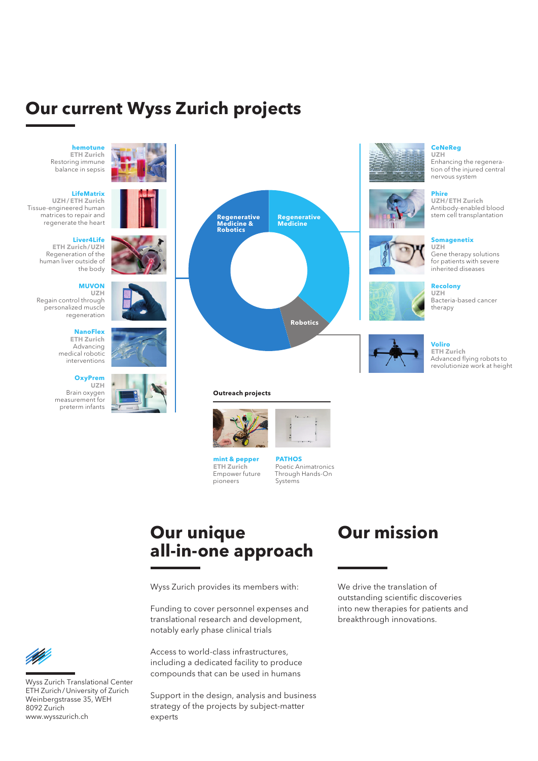# Our current Wyss Zurich projects

**hemotune**
ETH Zurich
Restoring immune balance in sepsis

**LifeMatrix**
UZH / ETH Zurich
Tissue-engineered human matrices to repair and regenerate the heart

**Liver4Life**
ETH Zurich / UZH
Regeneration of the human liver outside of the body

**MUVON**
UZH
Regain control through personalized muscle regeneration

**NanoFlex**
ETH Zurich
Advancing medical robotic interventions

**OxyPrem**
UZH
Brain oxygen measurement for preterm infants

Regenerative Medicine & Robotics

Regenerative Medicine

Robotics

**CeNeReg**
UZH
Enhancing the regeneration of the injured central nervous system

**Phire**
UZH / ETH Zurich
Antibody-enabled blood stem cell transplantation

**Somagenetix**
UZH
Gene therapy solutions for patients with severe inherited diseases

**Recolony**
UZH
Bacteria-based cancer therapy

**Voliro**
ETH Zurich
Advanced flying robots to revolutionize work at height

**Outreach projects**

**mint & pepper**
ETH Zurich
Empower future pioneers

**PATHOS**
Poetic Animatronics Through Hands-On Systems

## Our unique all-in-one approach

Wyss Zurich provides its members with:

Funding to cover personnel expenses and translational research and development, notably early phase clinical trials

Access to world-class infrastructures, including a dedicated facility to produce compounds that can be used in humans

Support in the design, analysis and business strategy of the projects by subject-matter experts

## Our mission

We drive the translation of outstanding scientific discoveries into new therapies for patients and breakthrough innovations.

Wyss Zurich Translational Center
ETH Zurich / University of Zurich
Weinbergstrasse 35, WEH
8092 Zurich
www.wysszurich.ch